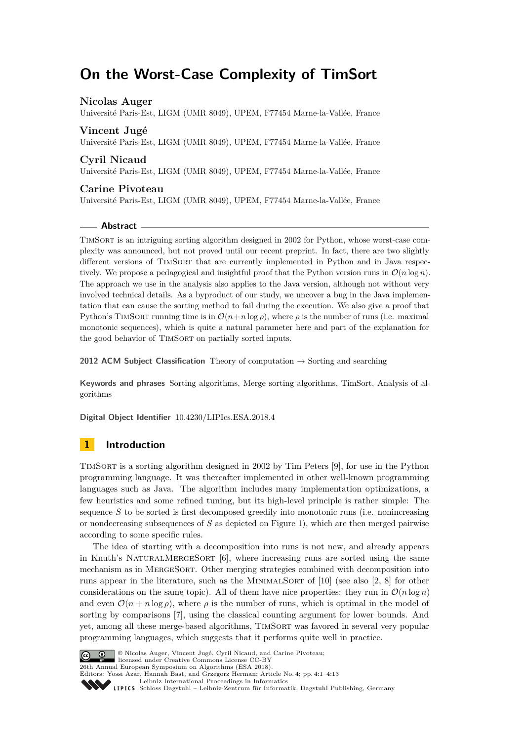# On the Worst-Case Complexity of TimSort

**Nicolas Auger**
Université Paris-Est, LIGM (UMR 8049), UPEM, F77454 Marne-la-Vallée, France

**Vincent Jugé**
Université Paris-Est, LIGM (UMR 8049), UPEM, F77454 Marne-la-Vallée, France

**Cyril Nicaud**
Université Paris-Est, LIGM (UMR 8049), UPEM, F77454 Marne-la-Vallée, France

**Carine Pivoteau**
Université Paris-Est, LIGM (UMR 8049), UPEM, F77454 Marne-la-Vallée, France

## Abstract

TimSort is an intriguing sorting algorithm designed in 2002 for Python, whose worst-case complexity was announced, but not proved until our recent preprint. In fact, there are two slightly different versions of TimSort that are currently implemented in Python and in Java respectively. We propose a pedagogical and insightful proof that the Python version runs in $\mathcal{O}(n \log n)$. The approach we use in the analysis also applies to the Java version, although not without very involved technical details. As a byproduct of our study, we uncover a bug in the Java implementation that can cause the sorting method to fail during the execution. We also give a proof that Python's TimSort running time is in $\mathcal{O}(n + n \log \rho)$, where $\rho$ is the number of runs (i.e. maximal monotonic sequences), which is quite a natural parameter here and part of the explanation for the good behavior of TimSort on partially sorted inputs.

**2012 ACM Subject Classification** Theory of computation → Sorting and searching

**Keywords and phrases** Sorting algorithms, Merge sorting algorithms, TimSort, Analysis of algorithms

**Digital Object Identifier** 10.4230/LIPIcs.ESA.2018.4

## 1 Introduction

TimSort is a sorting algorithm designed in 2002 by Tim Peters [9], for use in the Python programming language. It was thereafter implemented in other well-known programming languages such as Java. The algorithm includes many implementation optimizations, a few heuristics and some refined tuning, but its high-level principle is rather simple: The sequence $S$ to be sorted is first decomposed greedily into monotonic runs (i.e. nonincreasing or nondecreasing subsequences of $S$ as depicted on Figure 1), which are then merged pairwise according to some specific rules.

The idea of starting with a decomposition into runs is not new, and already appears in Knuth's NaturalMergeSort [6], where increasing runs are sorted using the same mechanism as in MergeSort. Other merging strategies combined with decomposition into runs appear in the literature, such as the MinimalSort of [10] (see also [2, 8] for other considerations on the same topic). All of them have nice properties: they run in $\mathcal{O}(n \log n)$ and even $\mathcal{O}(n + n \log \rho)$, where $\rho$ is the number of runs, which is optimal in the model of sorting by comparisons [7], using the classical counting argument for lower bounds. And yet, among all these merge-based algorithms, TimSort was favored in several very popular programming languages, which suggests that it performs quite well in practice.

© Nicolas Auger, Vincent Jugé, Cyril Nicaud, and Carine Pivoteau;
licensed under Creative Commons License CC-BY
26th Annual European Symposium on Algorithms (ESA 2018).
Editors: Yossi Azar, Hannah Bast, and Grzegorz Herman; Article No. 4; pp. 4:1–4:13
Leibniz International Proceedings in Informatics
Schloss Dagstuhl – Leibniz-Zentrum für Informatik, Dagstuhl Publishing, Germany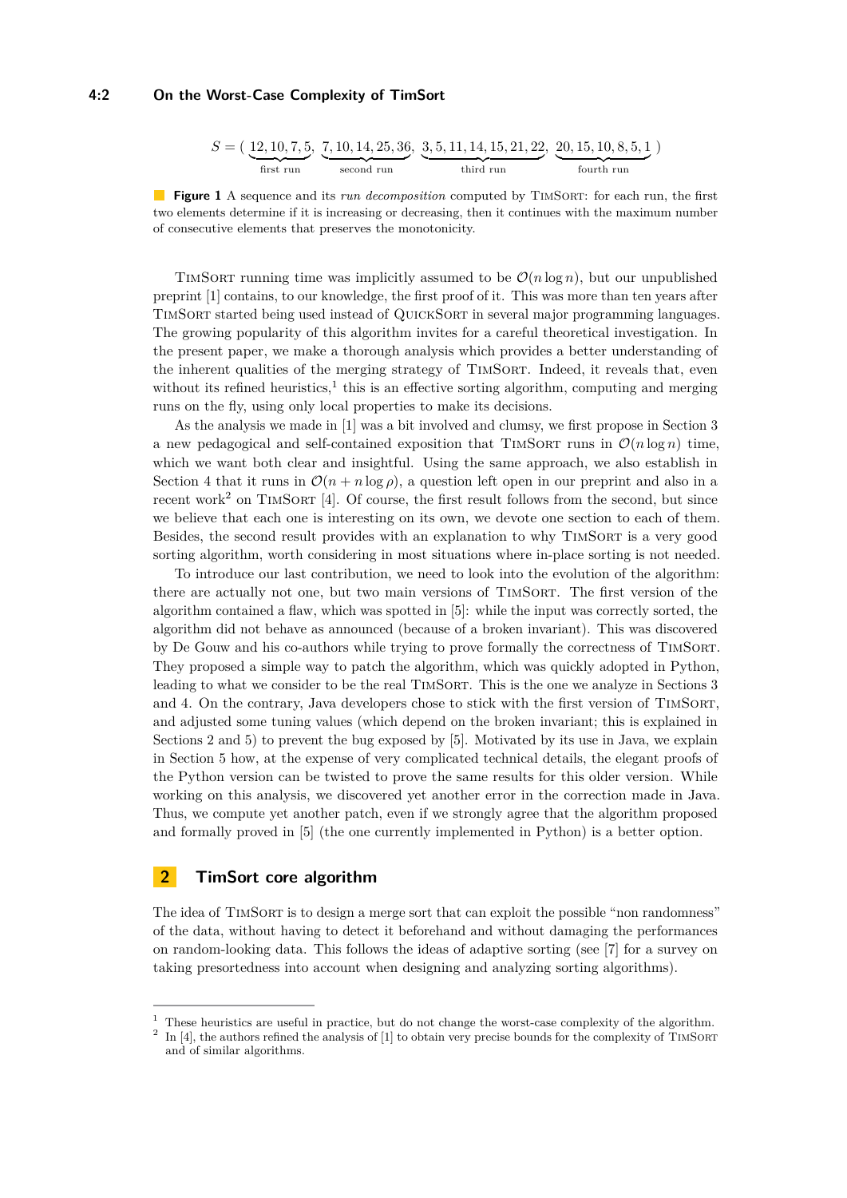$$S = (\underbrace{12, 10, 7, 5}_{\text{first run}}, \underbrace{7, 10, 14, 25, 36}_{\text{second run}}, \underbrace{3, 5, 11, 14, 15, 21, 22}_{\text{third run}}, \underbrace{20, 15, 10, 8, 5, 1}_{\text{fourth run}})$$

**Figure 1** A sequence and its *run decomposition* computed by TimSort: for each run, the first two elements determine if it is increasing or decreasing, then it continues with the maximum number of consecutive elements that preserves the monotonicity.

TimSort running time was implicitly assumed to be $\mathcal{O}(n \log n)$, but our unpublished preprint [1] contains, to our knowledge, the first proof of it. This was more than ten years after TimSort started being used instead of QuickSort in several major programming languages. The growing popularity of this algorithm invites for a careful theoretical investigation. In the present paper, we make a thorough analysis which provides a better understanding of the inherent qualities of the merging strategy of TimSort. Indeed, it reveals that, even without its refined heuristics,[1] this is an effective sorting algorithm, computing and merging runs on the fly, using only local properties to make its decisions.

As the analysis we made in [1] was a bit involved and clumsy, we first propose in Section 3 a new pedagogical and self-contained exposition that TimSort runs in $\mathcal{O}(n \log n)$ time, which we want both clear and insightful. Using the same approach, we also establish in Section 4 that it runs in $\mathcal{O}(n + n \log \rho)$, a question left open in our preprint and also in a recent work[2] on TimSort [4]. Of course, the first result follows from the second, but since we believe that each one is interesting on its own, we devote one section to each of them. Besides, the second result provides with an explanation to why TimSort is a very good sorting algorithm, worth considering in most situations where in-place sorting is not needed.

To introduce our last contribution, we need to look into the evolution of the algorithm: there are actually not one, but two main versions of TimSort. The first version of the algorithm contained a flaw, which was spotted in [5]: while the input was correctly sorted, the algorithm did not behave as announced (because of a broken invariant). This was discovered by De Gouw and his co-authors while trying to prove formally the correctness of TimSort. They proposed a simple way to patch the algorithm, which was quickly adopted in Python, leading to what we consider to be the real TimSort. This is the one we analyze in Sections 3 and 4. On the contrary, Java developers chose to stick with the first version of TimSort, and adjusted some tuning values (which depend on the broken invariant; this is explained in Sections 2 and 5) to prevent the bug exposed by [5]. Motivated by its use in Java, we explain in Section 5 how, at the expense of very complicated technical details, the elegant proofs of the Python version can be twisted to prove the same results for this older version. While working on this analysis, we discovered yet another error in the correction made in Java. Thus, we compute yet another patch, even if we strongly agree that the algorithm proposed and formally proved in [5] (the one currently implemented in Python) is a better option.

## 2 TimSort core algorithm

The idea of TimSort is to design a merge sort that can exploit the possible "non randomness" of the data, without having to detect it beforehand and without damaging the performances on random-looking data. This follows the ideas of adaptive sorting (see [7] for a survey on taking presortedness into account when designing and analyzing sorting algorithms).

---

[1] These heuristics are useful in practice, but do not change the worst-case complexity of the algorithm.

[2] In [4], the authors refined the analysis of [1] to obtain very precise bounds for the complexity of TimSort and of similar algorithms.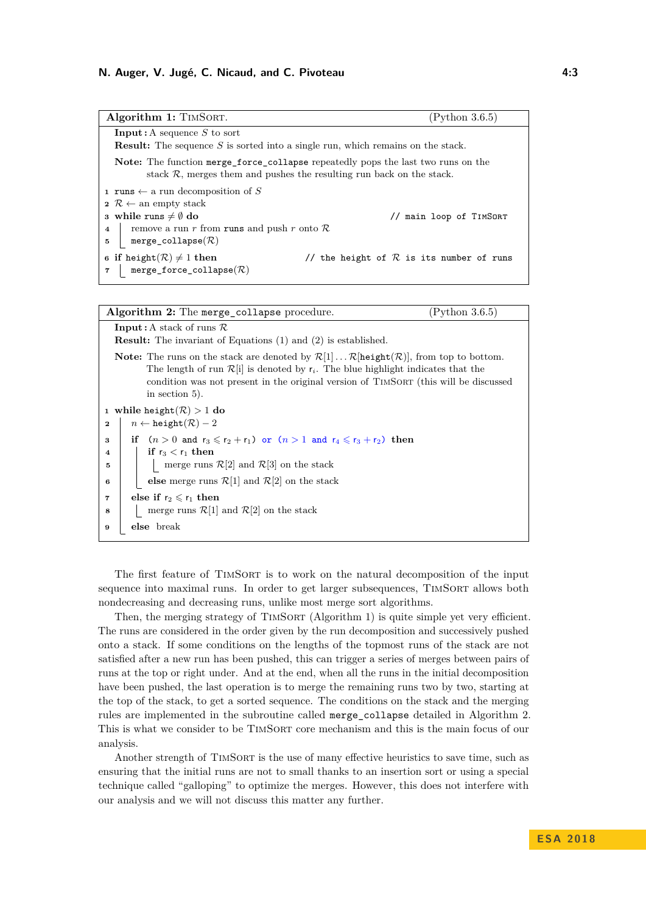**Algorithm 1:** TimSort. (Python 3.6.5)

**Input :** A sequence $S$ to sort
**Result:** The sequence $S$ is sorted into a single run, which remains on the stack.

**Note:** The function merge_force_collapse repeatedly pops the last two runs on the stack $\mathcal{R}$, merges them and pushes the resulting run back on the stack.

```
1 runs ← a run decomposition of S
2 R ← an empty stack
3 while runs ≠ ∅ do                              // main loop of TimSort
4     remove a run r from runs and push r onto R
5     merge_collapse(R)
6 if height(R) ≠ 1 then            // the height of R is its number of runs
7     merge_force_collapse(R)
```

**Algorithm 2:** The merge_collapse procedure. (Python 3.6.5)

**Input :** A stack of runs $\mathcal{R}$
**Result:** The invariant of Equations (1) and (2) is established.

**Note:** The runs on the stack are denoted by $\mathcal{R}[1] \ldots \mathcal{R}[\mathtt{height}(\mathcal{R})]$, from top to bottom. The length of run $\mathcal{R}[i]$ is denoted by $r_i$. The blue highlight indicates that the condition was not present in the original version of TimSort (this will be discussed in section 5).

```
1 while height(R) > 1 do
2     n ← height(R) − 2
3     if (n > 0 and r3 ⩽ r2 + r1) or (n > 1 and r4 ⩽ r3 + r2) then
4         if r3 < r1 then
5             merge runs R[2] and R[3] on the stack
6         else merge runs R[1] and R[2] on the stack
7     else if r2 ⩽ r1 then
8         merge runs R[1] and R[2] on the stack
9     else break
```

The first feature of TimSort is to work on the natural decomposition of the input sequence into maximal runs. In order to get larger subsequences, TimSort allows both nondecreasing and decreasing runs, unlike most merge sort algorithms.

Then, the merging strategy of TimSort (Algorithm 1) is quite simple yet very efficient. The runs are considered in the order given by the run decomposition and successively pushed onto a stack. If some conditions on the lengths of the topmost runs of the stack are not satisfied after a new run has been pushed, this can trigger a series of merges between pairs of runs at the top or right under. And at the end, when all the runs in the initial decomposition have been pushed, the last operation is to merge the remaining runs two by two, starting at the top of the stack, to get a sorted sequence. The conditions on the stack and the merging rules are implemented in the subroutine called merge_collapse detailed in Algorithm 2. This is what we consider to be TimSort core mechanism and this is the main focus of our analysis.

Another strength of TimSort is the use of many effective heuristics to save time, such as ensuring that the initial runs are not to small thanks to an insertion sort or using a special technique called "galloping" to optimize the merges. However, this does not interfere with our analysis and we will not discuss this matter any further.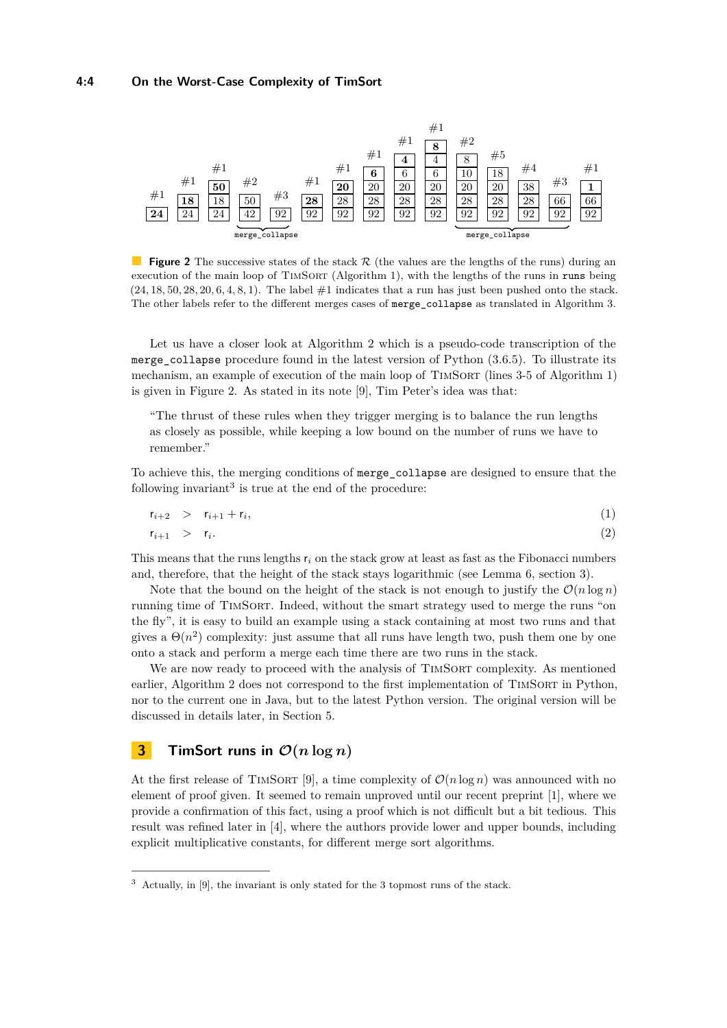Figure 2 The successive states of the stack $\mathcal{R}$ (the values are the lengths of the runs) during an execution of the main loop of TimSort (Algorithm 1), with the lengths of the runs in runs being $(24, 18, 50, 28, 20, 6, 4, 8, 1)$. The label #1 indicates that a run has just been pushed onto the stack. The other labels refer to the different merges cases of merge_collapse as translated in Algorithm 3.

Let us have a closer look at Algorithm 2 which is a pseudo-code transcription of the merge_collapse procedure found in the latest version of Python (3.6.5). To illustrate its mechanism, an example of execution of the main loop of TimSort (lines 3-5 of Algorithm 1) is given in Figure 2. As stated in its note [9], Tim Peter's idea was that:

> "The thrust of these rules when they trigger merging is to balance the run lengths as closely as possible, while keeping a low bound on the number of runs we have to remember."

To achieve this, the merging conditions of merge_collapse are designed to ensure that the following invariant[3] is true at the end of the procedure:

$$\mathsf{r}_{i+2} \quad > \quad \mathsf{r}_{i+1} + \mathsf{r}_i, \tag{1}$$

$$\mathsf{r}_{i+1} \quad > \quad \mathsf{r}_i. \tag{2}$$

This means that the runs lengths $\mathsf{r}_i$ on the stack grow at least as fast as the Fibonacci numbers and, therefore, that the height of the stack stays logarithmic (see Lemma 6, section 3).

Note that the bound on the height of the stack is not enough to justify the $\mathcal{O}(n \log n)$ running time of TimSort. Indeed, without the smart strategy used to merge the runs "on the fly", it is easy to build an example using a stack containing at most two runs and that gives a $\Theta(n^2)$ complexity: just assume that all runs have length two, push them one by one onto a stack and perform a merge each time there are two runs in the stack.

We are now ready to proceed with the analysis of TimSort complexity. As mentioned earlier, Algorithm 2 does not correspond to the first implementation of TimSort in Python, nor to the current one in Java, but to the latest Python version. The original version will be discussed in details later, in Section 5.

## 3 TimSort runs in $\mathcal{O}(n \log n)$

At the first release of TimSort [9], a time complexity of $\mathcal{O}(n \log n)$ was announced with no element of proof given. It seemed to remain unproved until our recent preprint [1], where we provide a confirmation of this fact, using a proof which is not difficult but a bit tedious. This result was refined later in [4], where the authors provide lower and upper bounds, including explicit multiplicative constants, for different merge sort algorithms.

[3] Actually, in [9], the invariant is only stated for the 3 topmost runs of the stack.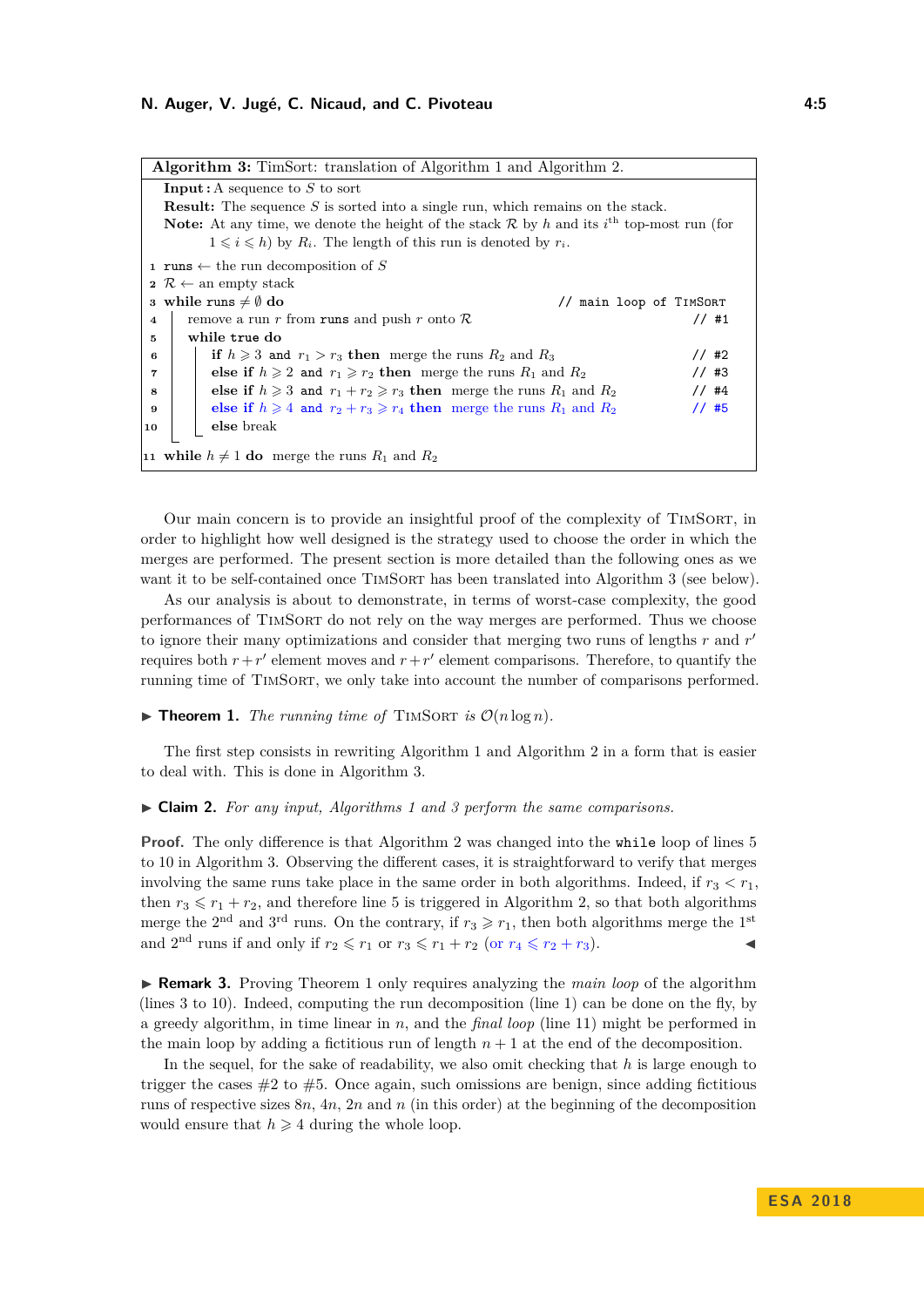**Algorithm 3:** TimSort: translation of Algorithm 1 and Algorithm 2.

**Input :** A sequence to $S$ to sort

**Result:** The sequence $S$ is sorted into a single run, which remains on the stack.

**Note:** At any time, we denote the height of the stack $\mathcal{R}$ by $h$ and its $i^{\text{th}}$ top-most run (for $1 \leqslant i \leqslant h$) by $R_i$. The length of this run is denoted by $r_i$.

```
1  runs ← the run decomposition of S
2  R ← an empty stack
3  while runs ≠ ∅ do                                            // main loop of TimSort
4      remove a run r from runs and push r onto R               // #1
5      while true do
6          if h ⩾ 3 and r1 > r3 then merge the runs R2 and R3    // #2
7          else if h ⩾ 2 and r1 ⩾ r2 then merge the runs R1 and R2   // #3
8          else if h ⩾ 3 and r1 + r2 ⩾ r3 then merge the runs R1 and R2   // #4
9          else if h ⩾ 4 and r2 + r3 ⩾ r4 then merge the runs R1 and R2   // #5
10         else break
11 while h ≠ 1 do merge the runs R1 and R2
```

Our main concern is to provide an insightful proof of the complexity of TimSort, in order to highlight how well designed is the strategy used to choose the order in which the merges are performed. The present section is more detailed than the following ones as we want it to be self-contained once TimSort has been translated into Algorithm 3 (see below).

As our analysis is about to demonstrate, in terms of worst-case complexity, the good performances of TimSort do not rely on the way merges are performed. Thus we choose to ignore their many optimizations and consider that merging two runs of lengths $r$ and $r'$ requires both $r+r'$ element moves and $r+r'$ element comparisons. Therefore, to quantify the running time of TimSort, we only take into account the number of comparisons performed.

▶ **Theorem 1.** *The running time of* TimSort *is* $\mathcal{O}(n \log n)$.

The first step consists in rewriting Algorithm 1 and Algorithm 2 in a form that is easier to deal with. This is done in Algorithm 3.

▶ **Claim 2.** *For any input, Algorithms 1 and 3 perform the same comparisons.*

**Proof.** The only difference is that Algorithm 2 was changed into the `while` loop of lines 5 to 10 in Algorithm 3. Observing the different cases, it is straightforward to verify that merges involving the same runs take place in the same order in both algorithms. Indeed, if $r_3 < r_1$, then $r_3 \leqslant r_1 + r_2$, and therefore line 5 is triggered in Algorithm 2, so that both algorithms merge the 2nd and 3rd runs. On the contrary, if $r_3 \geqslant r_1$, then both algorithms merge the 1st and 2nd runs if and only if $r_2 \leqslant r_1$ or $r_3 \leqslant r_1 + r_2$ (or $r_4 \leqslant r_2 + r_3$). ◀

▶ **Remark 3.** Proving Theorem 1 only requires analyzing the *main loop* of the algorithm (lines 3 to 10). Indeed, computing the run decomposition (line 1) can be done on the fly, by a greedy algorithm, in time linear in $n$, and the *final loop* (line 11) might be performed in the main loop by adding a fictitious run of length $n+1$ at the end of the decomposition.

In the sequel, for the sake of readability, we also omit checking that $h$ is large enough to trigger the cases #2 to #5. Once again, such omissions are benign, since adding fictitious runs of respective sizes $8n$, $4n$, $2n$ and $n$ (in this order) at the beginning of the decomposition would ensure that $h \geqslant 4$ during the whole loop.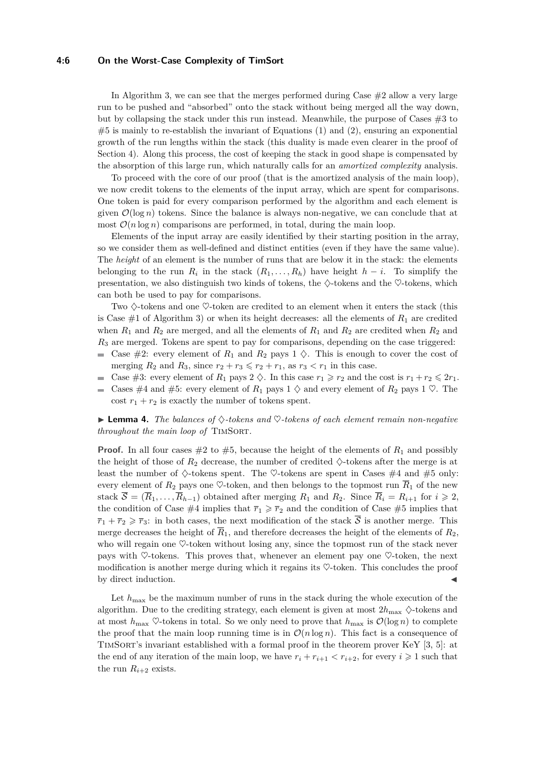In Algorithm 3, we can see that the merges performed during Case #2 allow a very large run to be pushed and "absorbed" onto the stack without being merged all the way down, but by collapsing the stack under this run instead. Meanwhile, the purpose of Cases #3 to #5 is mainly to re-establish the invariant of Equations (1) and (2), ensuring an exponential growth of the run lengths within the stack (this duality is made even clearer in the proof of Section 4). Along this process, the cost of keeping the stack in good shape is compensated by the absorption of this large run, which naturally calls for an *amortized complexity* analysis.

To proceed with the core of our proof (that is the amortized analysis of the main loop), we now credit tokens to the elements of the input array, which are spent for comparisons. One token is paid for every comparison performed by the algorithm and each element is given $\mathcal{O}(\log n)$ tokens. Since the balance is always non-negative, we can conclude that at most $\mathcal{O}(n \log n)$ comparisons are performed, in total, during the main loop.

Elements of the input array are easily identified by their starting position in the array, so we consider them as well-defined and distinct entities (even if they have the same value). The *height* of an element is the number of runs that are below it in the stack: the elements belonging to the run $R_i$ in the stack $(R_1, \ldots, R_h)$ have height $h - i$. To simplify the presentation, we also distinguish two kinds of tokens, the $\diamondsuit$-tokens and the $\heartsuit$-tokens, which can both be used to pay for comparisons.

Two $\diamondsuit$-tokens and one $\heartsuit$-token are credited to an element when it enters the stack (this is Case #1 of Algorithm 3) or when its height decreases: all the elements of $R_1$ are credited when $R_1$ and $R_2$ are merged, and all the elements of $R_1$ and $R_2$ are credited when $R_2$ and $R_3$ are merged. Tokens are spent to pay for comparisons, depending on the case triggered:

- Case #2: every element of $R_1$ and $R_2$ pays 1 $\diamondsuit$. This is enough to cover the cost of merging $R_2$ and $R_3$, since $r_2 + r_3 \leqslant r_2 + r_1$, as $r_3 < r_1$ in this case.
- Case #3: every element of $R_1$ pays 2 $\diamondsuit$. In this case $r_1 \geqslant r_2$ and the cost is $r_1 + r_2 \leqslant 2r_1$.
- Cases #4 and #5: every element of $R_1$ pays 1 $\diamondsuit$ and every element of $R_2$ pays 1 $\heartsuit$. The cost $r_1 + r_2$ is exactly the number of tokens spent.

▶ **Lemma 4.** *The balances of $\diamondsuit$-tokens and $\heartsuit$-tokens of each element remain non-negative throughout the main loop of* TimSort.

**Proof.** In all four cases #2 to #5, because the height of the elements of $R_1$ and possibly the height of those of $R_2$ decrease, the number of credited $\diamondsuit$-tokens after the merge is at least the number of $\diamondsuit$-tokens spent. The $\heartsuit$-tokens are spent in Cases #4 and #5 only: every element of $R_2$ pays one $\heartsuit$-token, and then belongs to the topmost run $\overline{R}_1$ of the new stack $\overline{\mathcal{S}} = (\overline{R}_1, \ldots, \overline{R}_{h-1})$ obtained after merging $R_1$ and $R_2$. Since $\overline{R}_i = R_{i+1}$ for $i \geqslant 2$, the condition of Case #4 implies that $\overline{r}_1 \geqslant \overline{r}_2$ and the condition of Case #5 implies that $\overline{r}_1 + \overline{r}_2 \geqslant \overline{r}_3$: in both cases, the next modification of the stack $\overline{\mathcal{S}}$ is another merge. This merge decreases the height of $\overline{R}_1$, and therefore decreases the height of the elements of $R_2$, who will regain one $\heartsuit$-token without losing any, since the topmost run of the stack never pays with $\heartsuit$-tokens. This proves that, whenever an element pay one $\heartsuit$-token, the next modification is another merge during which it regains its $\heartsuit$-token. This concludes the proof by direct induction. ◀

Let $h_{\max}$ be the maximum number of runs in the stack during the whole execution of the algorithm. Due to the crediting strategy, each element is given at most $2h_{\max}$ $\diamondsuit$-tokens and at most $h_{\max}$ $\heartsuit$-tokens in total. So we only need to prove that $h_{\max}$ is $\mathcal{O}(\log n)$ to complete the proof that the main loop running time is in $\mathcal{O}(n \log n)$. This fact is a consequence of TimSort's invariant established with a formal proof in the theorem prover KeY [3, 5]: at the end of any iteration of the main loop, we have $r_i + r_{i+1} < r_{i+2}$, for every $i \geqslant 1$ such that the run $R_{i+2}$ exists.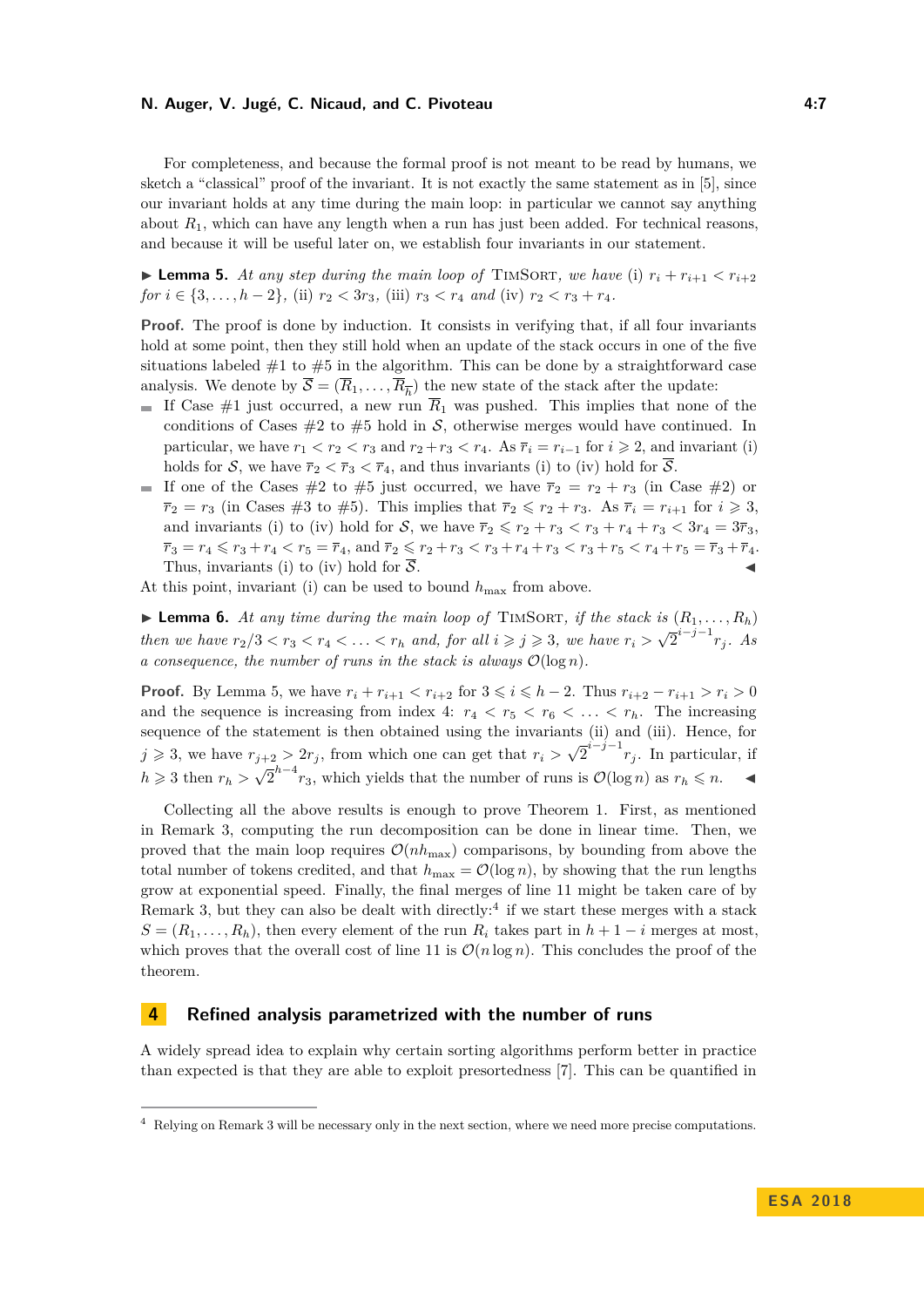For completeness, and because the formal proof is not meant to be read by humans, we sketch a "classical" proof of the invariant. It is not exactly the same statement as in [5], since our invariant holds at any time during the main loop: in particular we cannot say anything about $R_1$, which can have any length when a run has just been added. For technical reasons, and because it will be useful later on, we establish four invariants in our statement.

▶ **Lemma 5.** *At any step during the main loop of* TimSort*, we have* (i) $r_i + r_{i+1} < r_{i+2}$ *for* $i \in \{3, \ldots, h-2\}$, (ii) $r_2 < 3r_3$, (iii) $r_3 < r_4$ *and* (iv) $r_2 < r_3 + r_4$.

**Proof.** The proof is done by induction. It consists in verifying that, if all four invariants hold at some point, then they still hold when an update of the stack occurs in one of the five situations labeled #1 to #5 in the algorithm. This can be done by a straightforward case analysis. We denote by $\overline{\mathcal{S}} = (\overline{R}_1, \ldots, \overline{R}_{\overline{h}})$ the new state of the stack after the update:

- If Case #1 just occurred, a new run $\overline{R}_1$ was pushed. This implies that none of the conditions of Cases #2 to #5 hold in $\mathcal{S}$, otherwise merges would have continued. In particular, we have $r_1 < r_2 < r_3$ and $r_2 + r_3 < r_4$. As $\overline{r}_i = r_{i-1}$ for $i \geqslant 2$, and invariant (i) holds for $\mathcal{S}$, we have $\overline{r}_2 < \overline{r}_3 < \overline{r}_4$, and thus invariants (i) to (iv) hold for $\overline{\mathcal{S}}$.
- If one of the Cases #2 to #5 just occurred, we have $\overline{r}_2 = r_2 + r_3$ (in Case #2) or $\overline{r}_2 = r_3$ (in Cases #3 to #5). This implies that $\overline{r}_2 \leqslant r_2 + r_3$. As $\overline{r}_i = r_{i+1}$ for $i \geqslant 3$, and invariants (i) to (iv) hold for $\mathcal{S}$, we have $\overline{r}_2 \leqslant r_2 + r_3 < r_3 + r_4 + r_3 < 3r_4 = 3\overline{r}_3$, $\overline{r}_3 = r_4 \leqslant r_3 + r_4 < r_5 = \overline{r}_4$, and $\overline{r}_2 \leqslant r_2 + r_3 < r_3 + r_4 + r_3 < r_3 + r_5 < r_4 + r_5 = \overline{r}_3 + \overline{r}_4$. Thus, invariants (i) to (iv) hold for $\overline{\mathcal{S}}$. ◀

At this point, invariant (i) can be used to bound $h_{\max}$ from above.

▶ **Lemma 6.** *At any time during the main loop of* TimSort*, if the stack is* $(R_1, \ldots, R_h)$ *then we have* $r_2/3 < r_3 < r_4 < \ldots < r_h$ *and, for all* $i \geqslant j \geqslant 3$, *we have* $r_i > \sqrt{2}^{\,i-j-1} r_j$. *As a consequence, the number of runs in the stack is always* $\mathcal{O}(\log n)$.

**Proof.** By Lemma 5, we have $r_i + r_{i+1} < r_{i+2}$ for $3 \leqslant i \leqslant h-2$. Thus $r_{i+2} - r_{i+1} > r_i > 0$ and the sequence is increasing from index 4: $r_4 < r_5 < r_6 < \ldots < r_h$. The increasing sequence of the statement is then obtained using the invariants (ii) and (iii). Hence, for $j \geqslant 3$, we have $r_{j+2} > 2r_j$, from which one can get that $r_i > \sqrt{2}^{\,i-j-1} r_j$. In particular, if $h \geqslant 3$ then $r_h > \sqrt{2}^{\,h-4} r_3$, which yields that the number of runs is $\mathcal{O}(\log n)$ as $r_h \leqslant n$. ◀

Collecting all the above results is enough to prove Theorem 1. First, as mentioned in Remark 3, computing the run decomposition can be done in linear time. Then, we proved that the main loop requires $\mathcal{O}(n h_{\max})$ comparisons, by bounding from above the total number of tokens credited, and that $h_{\max} = \mathcal{O}(\log n)$, by showing that the run lengths grow at exponential speed. Finally, the final merges of line 11 might be taken care of by Remark 3, but they can also be dealt with directly:[4] if we start these merges with a stack $S = (R_1, \ldots, R_h)$, then every element of the run $R_i$ takes part in $h + 1 - i$ merges at most, which proves that the overall cost of line 11 is $\mathcal{O}(n \log n)$. This concludes the proof of the theorem.

## 4 Refined analysis parametrized with the number of runs

A widely spread idea to explain why certain sorting algorithms perform better in practice than expected is that they are able to exploit presortedness [7]. This can be quantified in

[4] Relying on Remark 3 will be necessary only in the next section, where we need more precise computations.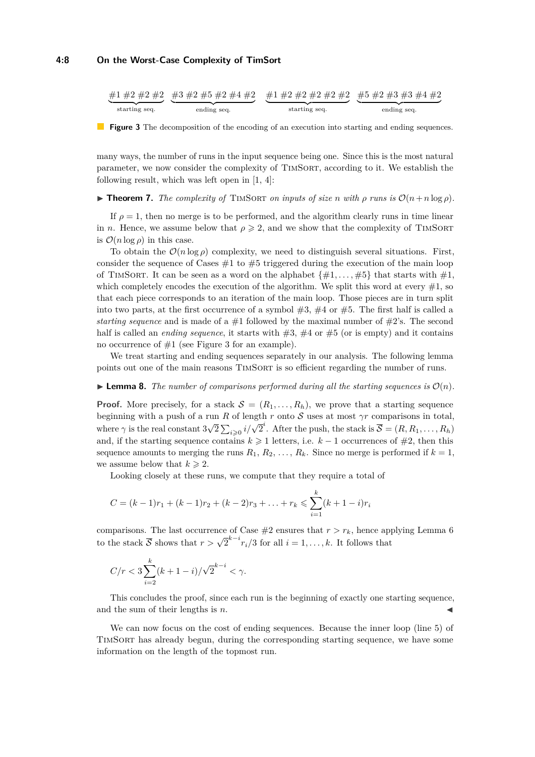$$\underbrace{\#1\ \#2\ \#2\ \#2}_{\text{starting seq.}}\ \underbrace{\#3\ \#2\ \#5\ \#2\ \#4\ \#2}_{\text{ending seq.}}\ \underbrace{\#1\ \#2\ \#2\ \#2\ \#2\ \#2}_{\text{starting seq.}}\ \underbrace{\#5\ \#2\ \#3\ \#3\ \#4\ \#2}_{\text{ending seq.}}$$

**Figure 3** The decomposition of the encoding of an execution into starting and ending sequences.

many ways, the number of runs in the input sequence being one. Since this is the most natural parameter, we now consider the complexity of TimSort, according to it. We establish the following result, which was left open in [1, 4]:

▶ **Theorem 7.** *The complexity of* TimSort *on inputs of size $n$ with $\rho$ runs is $\mathcal{O}(n + n\log\rho)$.*

If $\rho = 1$, then no merge is to be performed, and the algorithm clearly runs in time linear in $n$. Hence, we assume below that $\rho \geqslant 2$, and we show that the complexity of TimSort is $\mathcal{O}(n \log \rho)$ in this case.

To obtain the $\mathcal{O}(n\log\rho)$ complexity, we need to distinguish several situations. First, consider the sequence of Cases #1 to #5 triggered during the execution of the main loop of TimSort. It can be seen as a word on the alphabet $\{\#1, \ldots, \#5\}$ that starts with #1, which completely encodes the execution of the algorithm. We split this word at every #1, so that each piece corresponds to an iteration of the main loop. Those pieces are in turn split into two parts, at the first occurrence of a symbol #3, #4 or #5. The first half is called a *starting sequence* and is made of a #1 followed by the maximal number of #2's. The second half is called an *ending sequence*, it starts with #3, #4 or #5 (or is empty) and it contains no occurrence of #1 (see Figure 3 for an example).

We treat starting and ending sequences separately in our analysis. The following lemma points out one of the main reasons TimSort is so efficient regarding the number of runs.

▶ **Lemma 8.** *The number of comparisons performed during all the starting sequences is $\mathcal{O}(n)$.*

**Proof.** More precisely, for a stack $\mathcal{S} = (R_1, \ldots, R_h)$, we prove that a starting sequence beginning with a push of a run $R$ of length $r$ onto $\mathcal{S}$ uses at most $\gamma r$ comparisons in total, where $\gamma$ is the real constant $3\sqrt{2}\sum_{i\geqslant 0} i/\sqrt{2}^i$. After the push, the stack is $\overline{\mathcal{S}} = (R, R_1, \ldots, R_h)$ and, if the starting sequence contains $k \geqslant 1$ letters, i.e. $k-1$ occurrences of #2, then this sequence amounts to merging the runs $R_1, R_2, \ldots, R_k$. Since no merge is performed if $k = 1$, we assume below that $k \geqslant 2$.

Looking closely at these runs, we compute that they require a total of

$$C = (k-1)r_1 + (k-1)r_2 + (k-2)r_3 + \ldots + r_k \leqslant \sum_{i=1}^{k}(k+1-i)r_i$$

comparisons. The last occurrence of Case #2 ensures that $r > r_k$, hence applying Lemma 6 to the stack $\overline{\mathcal{S}}$ shows that $r > \sqrt{2}^{k-i} r_i/3$ for all $i = 1, \ldots, k$. It follows that

$$C/r < 3\sum_{i=2}^{k}(k+1-i)/\sqrt{2}^{k-i} < \gamma.$$

This concludes the proof, since each run is the beginning of exactly one starting sequence, and the sum of their lengths is $n$. ◀

We can now focus on the cost of ending sequences. Because the inner loop (line 5) of TimSort has already begun, during the corresponding starting sequence, we have some information on the length of the topmost run.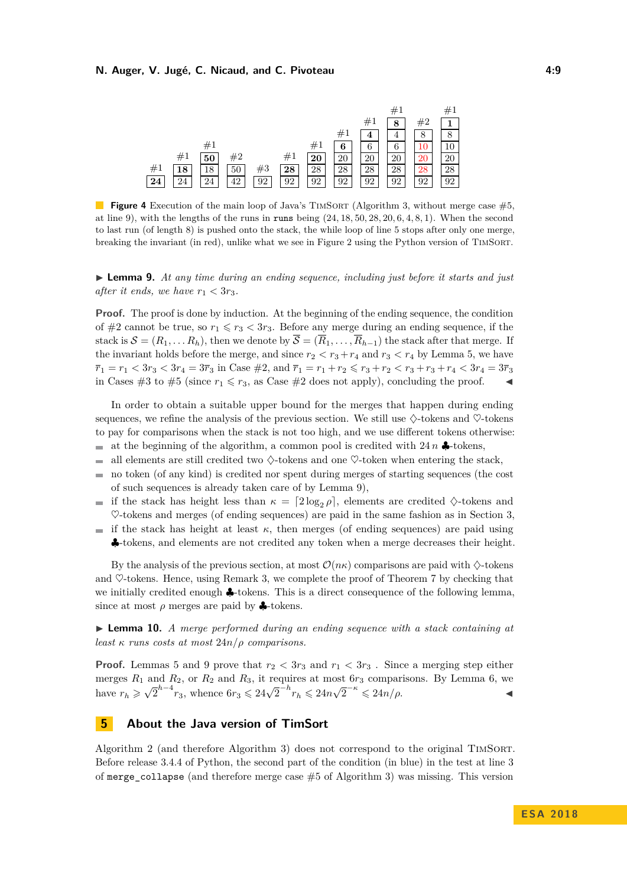| #1 | #1 | #1 | #2 | #3 | #1 | #1 | #1 | #1 | #1 | #2 | #1 |
|---|---|---|---|---|---|---|---|---|---|---|---|
| | | | | | | | | | **8** | 8 | **1** |
| | | | | | | | | **4** | 4 | 8 | 8 |
| | | | | | | | **6** | 6 | 6 | 10 | 10 |
| | | **50** | | | | **20** | 20 | 20 | 20 | 20 | 20 |
| | **18** | 18 | 50 | | **28** | 28 | 28 | 28 | 28 | 28 | 28 |
| **24** | 24 | 24 | 42 | 92 | 92 | 92 | 92 | 92 | 92 | 92 | 92 |

**Figure 4** Execution of the main loop of Java's TimSort (Algorithm 3, without merge case #5, at line 9), with the lengths of the runs in `runs` being $(24, 18, 50, 28, 20, 6, 4, 8, 1)$. When the second to last run (of length 8) is pushed onto the stack, the while loop of line 5 stops after only one merge, breaking the invariant (in red), unlike what we see in Figure 2 using the Python version of TimSort.

▶ **Lemma 9.** *At any time during an ending sequence, including just before it starts and just after it ends, we have $r_1 < 3r_3$.*

**Proof.** The proof is done by induction. At the beginning of the ending sequence, the condition of #2 cannot be true, so $r_1 \leqslant r_3 < 3r_3$. Before any merge during an ending sequence, if the stack is $\mathcal{S} = (R_1, \ldots R_h)$, then we denote by $\overline{\mathcal{S}} = (\overline{R}_1, \ldots, \overline{R}_{h-1})$ the stack after that merge. If the invariant holds before the merge, and since $r_2 < r_3 + r_4$ and $r_3 < r_4$ by Lemma 5, we have $\overline{r}_1 = r_1 < 3r_3 < 3r_4 = 3\overline{r}_3$ in Case #2, and $\overline{r}_1 = r_1 + r_2 \leqslant r_3 + r_2 < r_3 + r_3 + r_4 < 3r_4 = 3\overline{r}_3$ in Cases #3 to #5 (since $r_1 \leqslant r_3$, as Case #2 does not apply), concluding the proof. ◀

In order to obtain a suitable upper bound for the merges that happen during ending sequences, we refine the analysis of the previous section. We still use ♢-tokens and ♡-tokens to pay for comparisons when the stack is not too high, and we use different tokens otherwise:

- at the beginning of the algorithm, a common pool is credited with $24\,n$ ♣-tokens,
- all elements are still credited two ♢-tokens and one ♡-token when entering the stack,
- no token (of any kind) is credited nor spent during merges of starting sequences (the cost of such sequences is already taken care of by Lemma 9),
- if the stack has height less than $\kappa = \lceil 2\log_2 \rho \rceil$, elements are credited ♢-tokens and ♡-tokens and merges (of ending sequences) are paid in the same fashion as in Section 3,
- if the stack has height at least $\kappa$, then merges (of ending sequences) are paid using ♣-tokens, and elements are not credited any token when a merge decreases their height.

By the analysis of the previous section, at most $\mathcal{O}(n\kappa)$ comparisons are paid with ♢-tokens and ♡-tokens. Hence, using Remark 3, we complete the proof of Theorem 7 by checking that we initially credited enough ♣-tokens. This is a direct consequence of the following lemma, since at most $\rho$ merges are paid by ♣-tokens.

▶ **Lemma 10.** *A merge performed during an ending sequence with a stack containing at least $\kappa$ runs costs at most $24n/\rho$ comparisons.*

**Proof.** Lemmas 5 and 9 prove that $r_2 < 3r_3$ and $r_1 < 3r_3$ . Since a merging step either merges $R_1$ and $R_2$, or $R_2$ and $R_3$, it requires at most $6r_3$ comparisons. By Lemma 6, we have $r_h \geqslant \sqrt{2}^{h-4} r_3$, whence $6r_3 \leqslant 24\sqrt{2}^{-h} r_h \leqslant 24n\sqrt{2}^{-\kappa} \leqslant 24n/\rho$. ◀

## 5 About the Java version of TimSort

Algorithm 2 (and therefore Algorithm 3) does not correspond to the original TimSort. Before release 3.4.4 of Python, the second part of the condition (in blue) in the test at line 3 of `merge_collapse` (and therefore merge case #5 of Algorithm 3) was missing. This version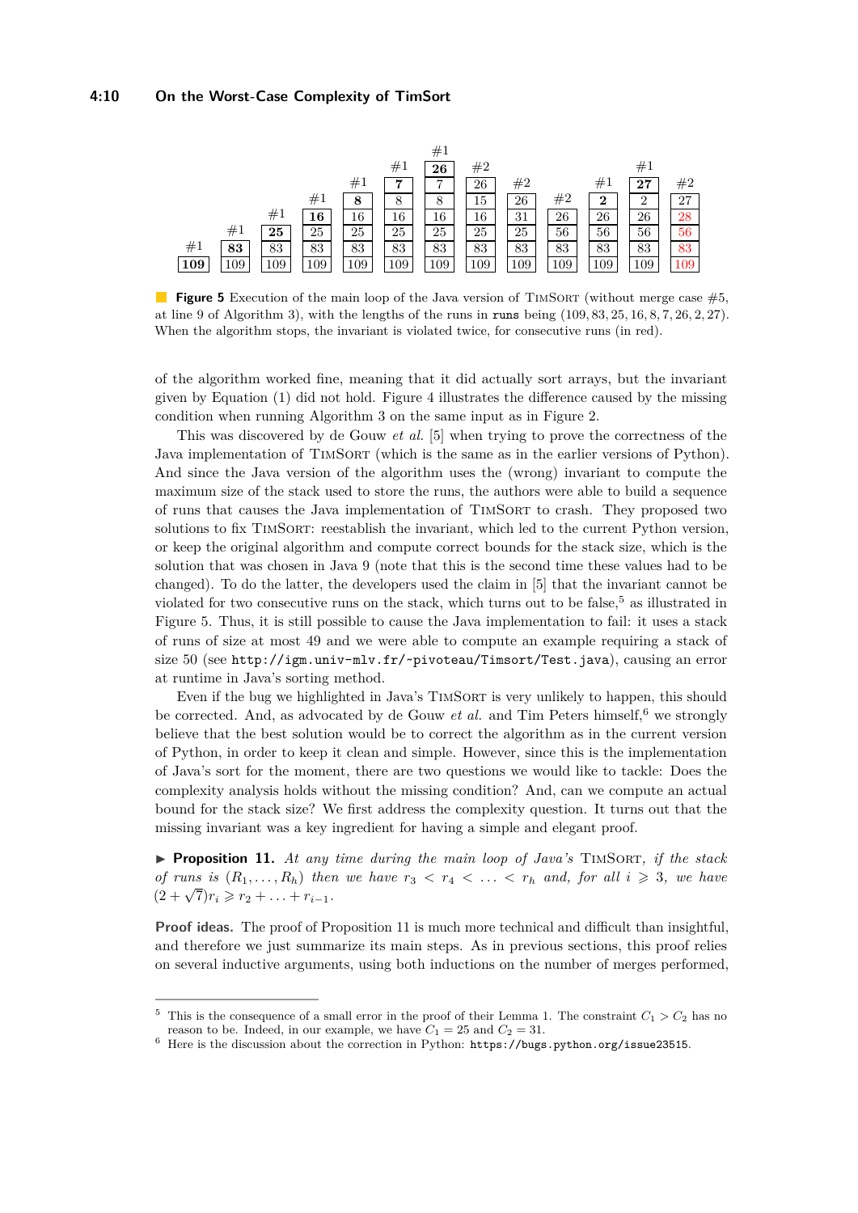| | | | | | | #1 | | | | | | | |
|---|---|---|---|---|---|---|---|---|---|---|---|---|---|
| | | | | | #1 | **26** | #2 | | | | #1 | | |
| | | | | #1 | **7** | 7 | 26 | #2 | | #1 | **27** | #2 | |
| | | | #1 | **8** | 8 | 8 | 15 | 26 | #2 | **2** | 2 | 27 | |
| | | #1 | **16** | 16 | 16 | 16 | 16 | 31 | 26 | 26 | 26 | 28 | |
| | #1 | **25** | 25 | 25 | 25 | 25 | 25 | 25 | 56 | 56 | 56 | 56 | |
| #1 | **83** | 83 | 83 | 83 | 83 | 83 | 83 | 83 | 83 | 83 | 83 | 83 | |
| **109** | 109 | 109 | 109 | 109 | 109 | 109 | 109 | 109 | 109 | 109 | 109 | 109 | |

**Figure 5** Execution of the main loop of the Java version of TimSort (without merge case #5, at line 9 of Algorithm 3), with the lengths of the runs in `runs` being $(109, 83, 25, 16, 8, 7, 26, 2, 27)$. When the algorithm stops, the invariant is violated twice, for consecutive runs (in red).

of the algorithm worked fine, meaning that it did actually sort arrays, but the invariant given by Equation (1) did not hold. Figure 4 illustrates the difference caused by the missing condition when running Algorithm 3 on the same input as in Figure 2.

This was discovered by de Gouw *et al.* [5] when trying to prove the correctness of the Java implementation of TimSort (which is the same as in the earlier versions of Python). And since the Java version of the algorithm uses the (wrong) invariant to compute the maximum size of the stack used to store the runs, the authors were able to build a sequence of runs that causes the Java implementation of TimSort to crash. They proposed two solutions to fix TimSort: reestablish the invariant, which led to the current Python version, or keep the original algorithm and compute correct bounds for the stack size, which is the solution that was chosen in Java 9 (note that this is the second time these values had to be changed). To do the latter, the developers used the claim in [5] that the invariant cannot be violated for two consecutive runs on the stack, which turns out to be false,[5] as illustrated in Figure 5. Thus, it is still possible to cause the Java implementation to fail: it uses a stack of runs of size at most 49 and we were able to compute an example requiring a stack of size 50 (see `http://igm.univ-mlv.fr/~pivoteau/Timsort/Test.java`), causing an error at runtime in Java's sorting method.

Even if the bug we highlighted in Java's TimSort is very unlikely to happen, this should be corrected. And, as advocated by de Gouw *et al.* and Tim Peters himself,[6] we strongly believe that the best solution would be to correct the algorithm as in the current version of Python, in order to keep it clean and simple. However, since this is the implementation of Java's sort for the moment, there are two questions we would like to tackle: Does the complexity analysis holds without the missing condition? And, can we compute an actual bound for the stack size? We first address the complexity question. It turns out that the missing invariant was a key ingredient for having a simple and elegant proof.

▶ **Proposition 11.** *At any time during the main loop of Java's* TimSort*, if the stack of runs is* $(R_1, \ldots, R_h)$ *then we have* $r_3 < r_4 < \ldots < r_h$ *and, for all* $i \geqslant 3$*, we have* $(2 + \sqrt{7})r_i \geqslant r_2 + \ldots + r_{i-1}$.

**Proof ideas.** The proof of Proposition 11 is much more technical and difficult than insightful, and therefore we just summarize its main steps. As in previous sections, this proof relies on several inductive arguments, using both inductions on the number of merges performed,

---

[5] This is the consequence of a small error in the proof of their Lemma 1. The constraint $C_1 > C_2$ has no reason to be. Indeed, in our example, we have $C_1 = 25$ and $C_2 = 31$.

[6] Here is the discussion about the correction in Python: `https://bugs.python.org/issue23515`.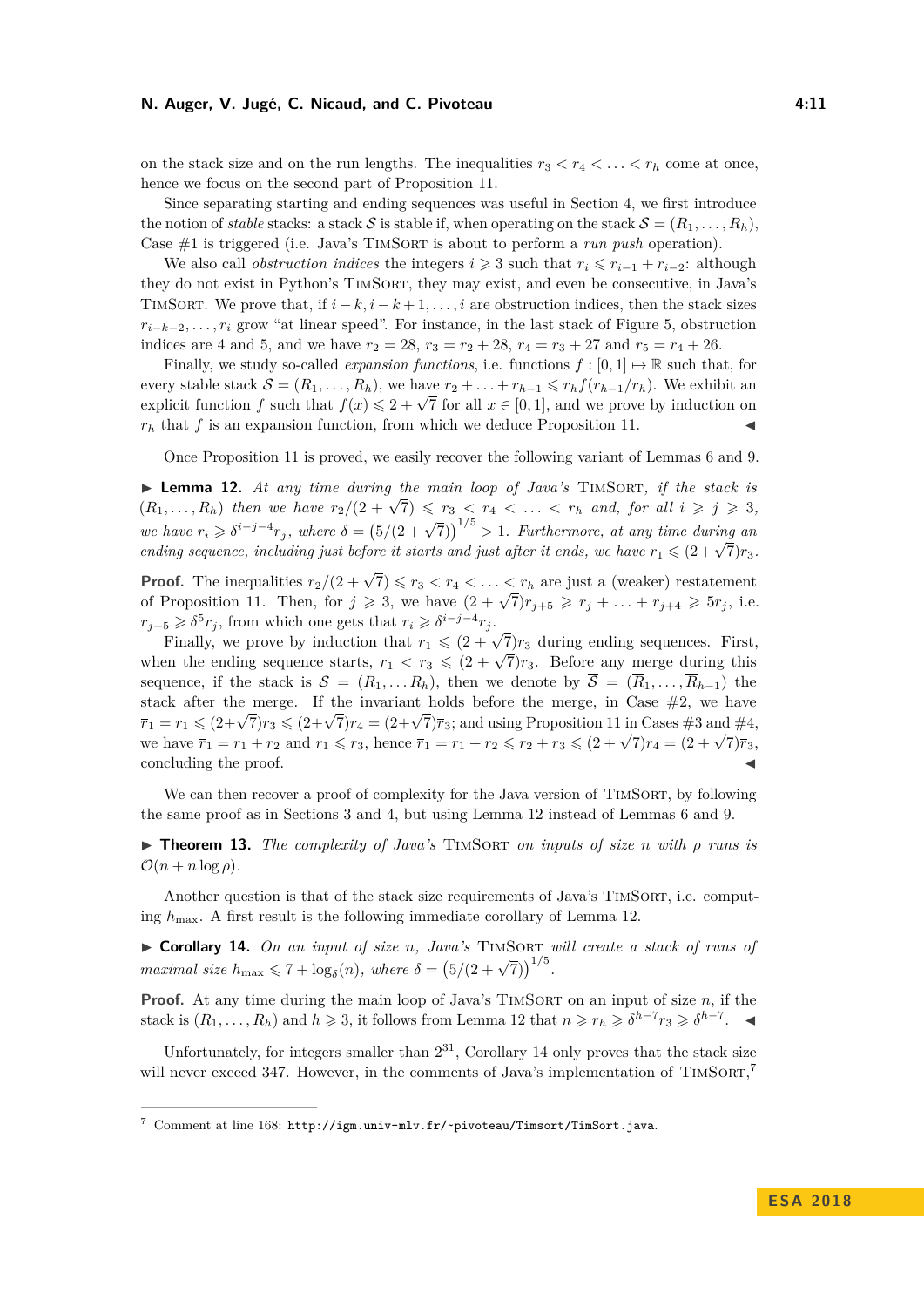on the stack size and on the run lengths. The inequalities $r_3 < r_4 < \ldots < r_h$ come at once, hence we focus on the second part of Proposition 11.

Since separating starting and ending sequences was useful in Section 4, we first introduce the notion of *stable* stacks: a stack $\mathcal{S}$ is stable if, when operating on the stack $\mathcal{S} = (R_1, \ldots, R_h)$, Case #1 is triggered (i.e. Java's TimSort is about to perform a *run push* operation).

We also call *obstruction indices* the integers $i \geqslant 3$ such that $r_i \leqslant r_{i-1} + r_{i-2}$: although they do not exist in Python's TimSort, they may exist, and even be consecutive, in Java's TimSort. We prove that, if $i-k, i-k+1, \ldots, i$ are obstruction indices, then the stack sizes $r_{i-k-2}, \ldots, r_i$ grow "at linear speed". For instance, in the last stack of Figure 5, obstruction indices are 4 and 5, and we have $r_2 = 28$, $r_3 = r_2 + 28$, $r_4 = r_3 + 27$ and $r_5 = r_4 + 26$.

Finally, we study so-called *expansion functions*, i.e. functions $f : [0,1] \mapsto \mathbb{R}$ such that, for every stable stack $\mathcal{S} = (R_1, \ldots, R_h)$, we have $r_2 + \ldots + r_{h-1} \leqslant r_h f(r_{h-1}/r_h)$. We exhibit an explicit function $f$ such that $f(x) \leqslant 2 + \sqrt{7}$ for all $x \in [0,1]$, and we prove by induction on $r_h$ that $f$ is an expansion function, from which we deduce Proposition 11. ◀

Once Proposition 11 is proved, we easily recover the following variant of Lemmas 6 and 9.

▶ **Lemma 12.** *At any time during the main loop of Java's* TimSort*, if the stack is* $(R_1, \ldots, R_h)$ *then we have* $r_2/(2+\sqrt{7}) \leqslant r_3 < r_4 < \ldots < r_h$ *and, for all* $i \geqslant j \geqslant 3$, *we have* $r_i \geqslant \delta^{i-j-4} r_j$, *where* $\delta = \left(5/(2+\sqrt{7})\right)^{1/5} > 1$. *Furthermore, at any time during an ending sequence, including just before it starts and just after it ends, we have* $r_1 \leqslant (2+\sqrt{7}) r_3$.

**Proof.** The inequalities $r_2/(2+\sqrt{7}) \leqslant r_3 < r_4 < \ldots < r_h$ are just a (weaker) restatement of Proposition 11. Then, for $j \geqslant 3$, we have $(2+\sqrt{7}) r_{j+5} \geqslant r_j + \ldots + r_{j+4} \geqslant 5 r_j$, i.e. $r_{j+5} \geqslant \delta^5 r_j$, from which one gets that $r_i \geqslant \delta^{i-j-4} r_j$.

Finally, we prove by induction that $r_1 \leqslant (2+\sqrt{7}) r_3$ during ending sequences. First, when the ending sequence starts, $r_1 < r_3 \leqslant (2+\sqrt{7}) r_3$. Before any merge during this sequence, if the stack is $\mathcal{S} = (R_1, \ldots R_h)$, then we denote by $\overline{\mathcal{S}} = (\overline{R}_1, \ldots, \overline{R}_{h-1})$ the stack after the merge. If the invariant holds before the merge, in Case #2, we have $\overline{r}_1 = r_1 \leqslant (2+\sqrt{7}) r_3 \leqslant (2+\sqrt{7}) r_4 = (2+\sqrt{7}) \overline{r}_3$; and using Proposition 11 in Cases #3 and #4, we have $\overline{r}_1 = r_1 + r_2$ and $r_1 \leqslant r_3$, hence $\overline{r}_1 = r_1 + r_2 \leqslant r_2 + r_3 \leqslant (2+\sqrt{7}) r_4 = (2+\sqrt{7}) \overline{r}_3$, concluding the proof. ◀

We can then recover a proof of complexity for the Java version of TimSort, by following the same proof as in Sections 3 and 4, but using Lemma 12 instead of Lemmas 6 and 9.

▶ **Theorem 13.** *The complexity of Java's* TimSort *on inputs of size* $n$ *with* $\rho$ *runs is* $\mathcal{O}(n + n \log \rho)$.

Another question is that of the stack size requirements of Java's TimSort, i.e. computing $h_{\max}$. A first result is the following immediate corollary of Lemma 12.

▶ **Corollary 14.** *On an input of size* $n$, *Java's* TimSort *will create a stack of runs of maximal size* $h_{\max} \leqslant 7 + \log_\delta(n)$, *where* $\delta = \left(5/(2+\sqrt{7})\right)^{1/5}$.

**Proof.** At any time during the main loop of Java's TimSort on an input of size $n$, if the stack is $(R_1, \ldots, R_h)$ and $h \geqslant 3$, it follows from Lemma 12 that $n \geqslant r_h \geqslant \delta^{h-7} r_3 \geqslant \delta^{h-7}$. ◀

Unfortunately, for integers smaller than $2^{31}$, Corollary 14 only proves that the stack size will never exceed 347. However, in the comments of Java's implementation of TimSort,[7]

[7] Comment at line 168: http://igm.univ-mlv.fr/~pivoteau/Timsort/TimSort.java.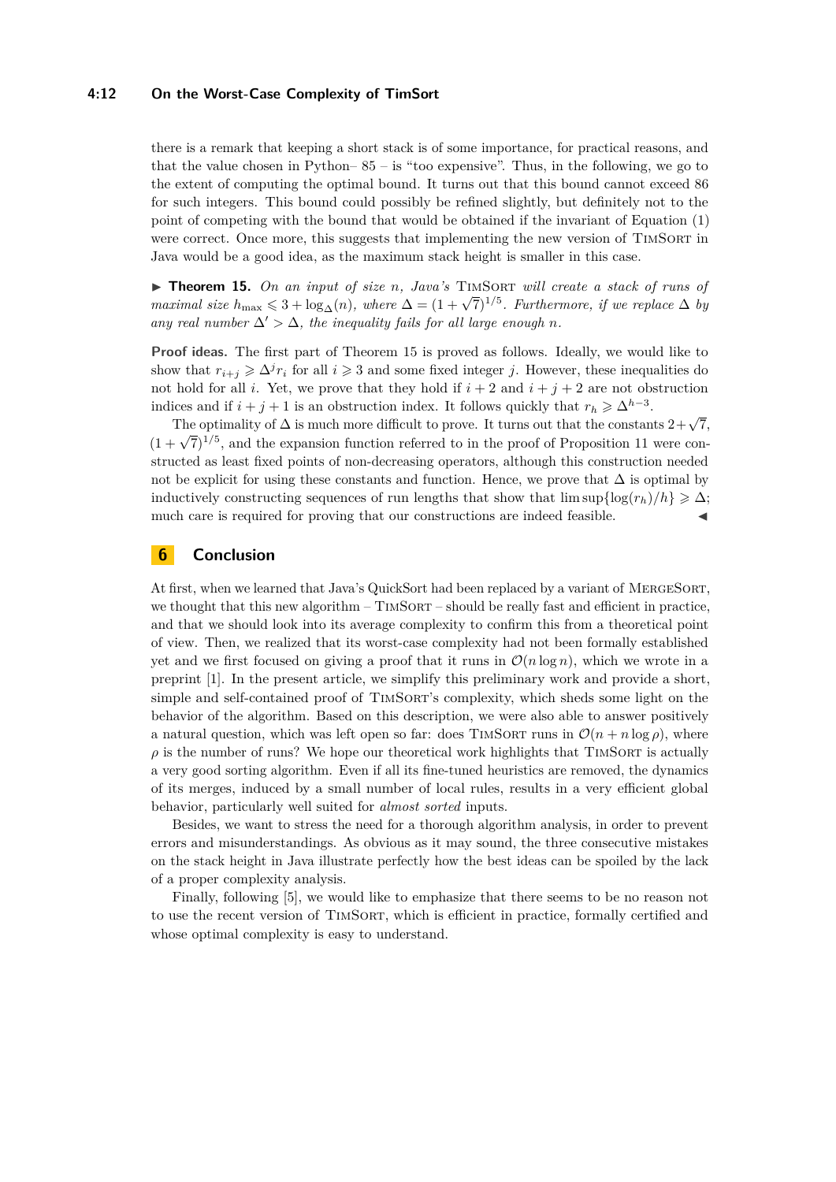there is a remark that keeping a short stack is of some importance, for practical reasons, and that the value chosen in Python– 85 – is "too expensive". Thus, in the following, we go to the extent of computing the optimal bound. It turns out that this bound cannot exceed 86 for such integers. This bound could possibly be refined slightly, but definitely not to the point of competing with the bound that would be obtained if the invariant of Equation (1) were correct. Once more, this suggests that implementing the new version of TimSort in Java would be a good idea, as the maximum stack height is smaller in this case.

▶ **Theorem 15.** *On an input of size $n$, Java's* TimSort *will create a stack of runs of maximal size $h_{\max} \leqslant 3 + \log_\Delta(n)$, where $\Delta = (1+\sqrt{7})^{1/5}$. Furthermore, if we replace $\Delta$ by any real number $\Delta' > \Delta$, the inequality fails for all large enough $n$.*

**Proof ideas.** The first part of Theorem 15 is proved as follows. Ideally, we would like to show that $r_{i+j} \geqslant \Delta^j r_i$ for all $i \geqslant 3$ and some fixed integer $j$. However, these inequalities do not hold for all $i$. Yet, we prove that they hold if $i+2$ and $i+j+2$ are not obstruction indices and if $i+j+1$ is an obstruction index. It follows quickly that $r_h \geqslant \Delta^{h-3}$.

The optimality of $\Delta$ is much more difficult to prove. It turns out that the constants $2+\sqrt{7}$, $(1+\sqrt{7})^{1/5}$, and the expansion function referred to in the proof of Proposition 11 were constructed as least fixed points of non-decreasing operators, although this construction needed not be explicit for using these constants and function. Hence, we prove that $\Delta$ is optimal by inductively constructing sequences of run lengths that show that $\limsup\{\log(r_h)/h\} \geqslant \Delta$; much care is required for proving that our constructions are indeed feasible. ◀

## 6 Conclusion

At first, when we learned that Java's QuickSort had been replaced by a variant of MergeSort, we thought that this new algorithm – TimSort – should be really fast and efficient in practice, and that we should look into its average complexity to confirm this from a theoretical point of view. Then, we realized that its worst-case complexity had not been formally established yet and we first focused on giving a proof that it runs in $\mathcal{O}(n \log n)$, which we wrote in a preprint [1]. In the present article, we simplify this preliminary work and provide a short, simple and self-contained proof of TimSort's complexity, which sheds some light on the behavior of the algorithm. Based on this description, we were also able to answer positively a natural question, which was left open so far: does TimSort runs in $\mathcal{O}(n + n \log \rho)$, where $\rho$ is the number of runs? We hope our theoretical work highlights that TimSort is actually a very good sorting algorithm. Even if all its fine-tuned heuristics are removed, the dynamics of its merges, induced by a small number of local rules, results in a very efficient global behavior, particularly well suited for *almost sorted* inputs.

Besides, we want to stress the need for a thorough algorithm analysis, in order to prevent errors and misunderstandings. As obvious as it may sound, the three consecutive mistakes on the stack height in Java illustrate perfectly how the best ideas can be spoiled by the lack of a proper complexity analysis.

Finally, following [5], we would like to emphasize that there seems to be no reason not to use the recent version of TimSort, which is efficient in practice, formally certified and whose optimal complexity is easy to understand.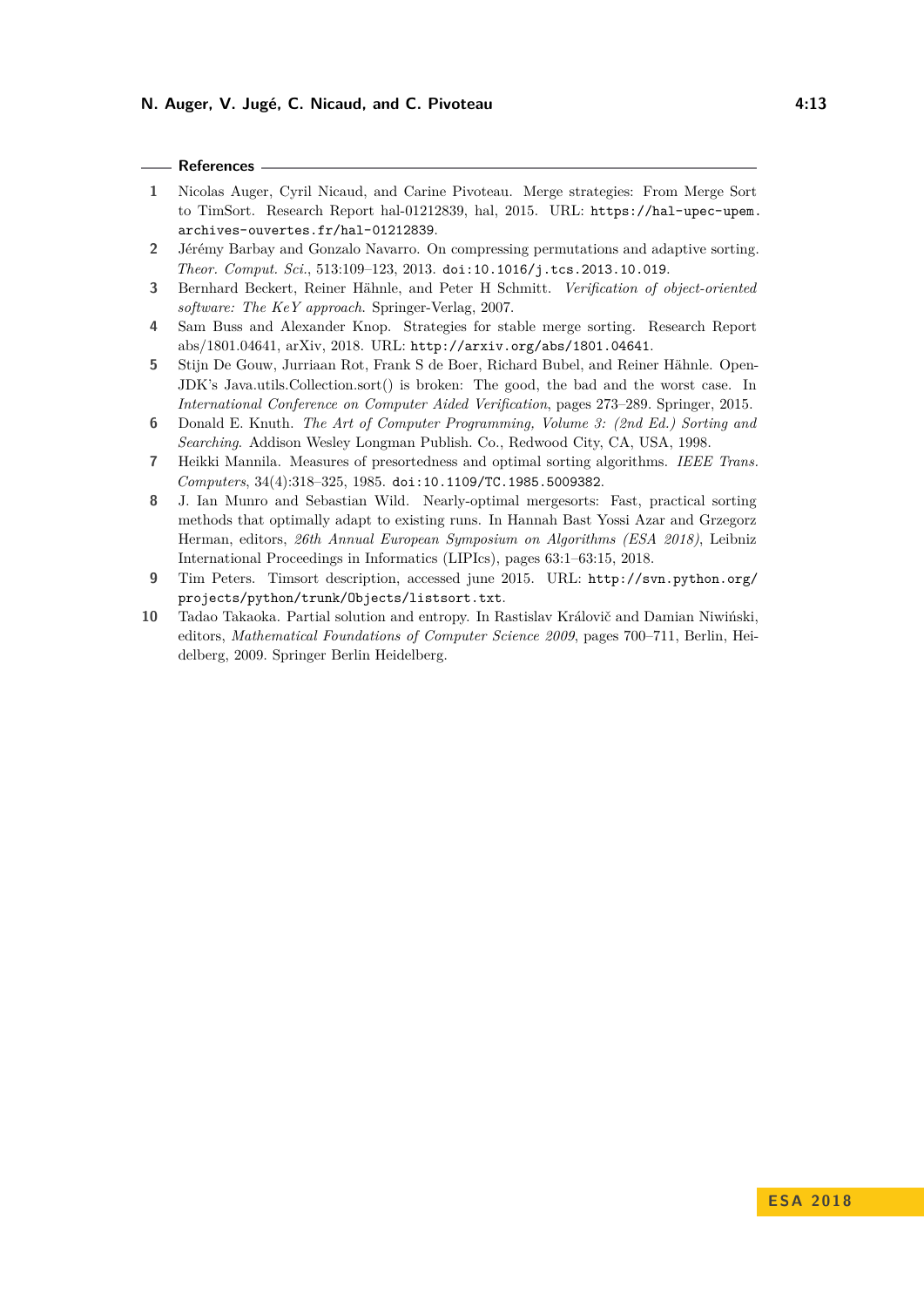## References

1. Nicolas Auger, Cyril Nicaud, and Carine Pivoteau. Merge strategies: From Merge Sort to TimSort. Research Report hal-01212839, hal, 2015. URL: `https://hal-upec-upem.archives-ouvertes.fr/hal-01212839`.
2. Jérémy Barbay and Gonzalo Navarro. On compressing permutations and adaptive sorting. *Theor. Comput. Sci.*, 513:109–123, 2013. `doi:10.1016/j.tcs.2013.10.019`.
3. Bernhard Beckert, Reiner Hähnle, and Peter H Schmitt. *Verification of object-oriented software: The KeY approach*. Springer-Verlag, 2007.
4. Sam Buss and Alexander Knop. Strategies for stable merge sorting. Research Report abs/1801.04641, arXiv, 2018. URL: `http://arxiv.org/abs/1801.04641`.
5. Stijn De Gouw, Jurriaan Rot, Frank S de Boer, Richard Bubel, and Reiner Hähnle. OpenJDK's Java.utils.Collection.sort() is broken: The good, the bad and the worst case. In *International Conference on Computer Aided Verification*, pages 273–289. Springer, 2015.
6. Donald E. Knuth. *The Art of Computer Programming, Volume 3: (2nd Ed.) Sorting and Searching*. Addison Wesley Longman Publish. Co., Redwood City, CA, USA, 1998.
7. Heikki Mannila. Measures of presortedness and optimal sorting algorithms. *IEEE Trans. Computers*, 34(4):318–325, 1985. `doi:10.1109/TC.1985.5009382`.
8. J. Ian Munro and Sebastian Wild. Nearly-optimal mergesorts: Fast, practical sorting methods that optimally adapt to existing runs. In Hannah Bast Yossi Azar and Grzegorz Herman, editors, *26th Annual European Symposium on Algorithms (ESA 2018)*, Leibniz International Proceedings in Informatics (LIPIcs), pages 63:1–63:15, 2018.
9. Tim Peters. Timsort description, accessed june 2015. URL: `http://svn.python.org/projects/python/trunk/Objects/listsort.txt`.
10. Tadao Takaoka. Partial solution and entropy. In Rastislav Královič and Damian Niwiński, editors, *Mathematical Foundations of Computer Science 2009*, pages 700–711, Berlin, Heidelberg, 2009. Springer Berlin Heidelberg.